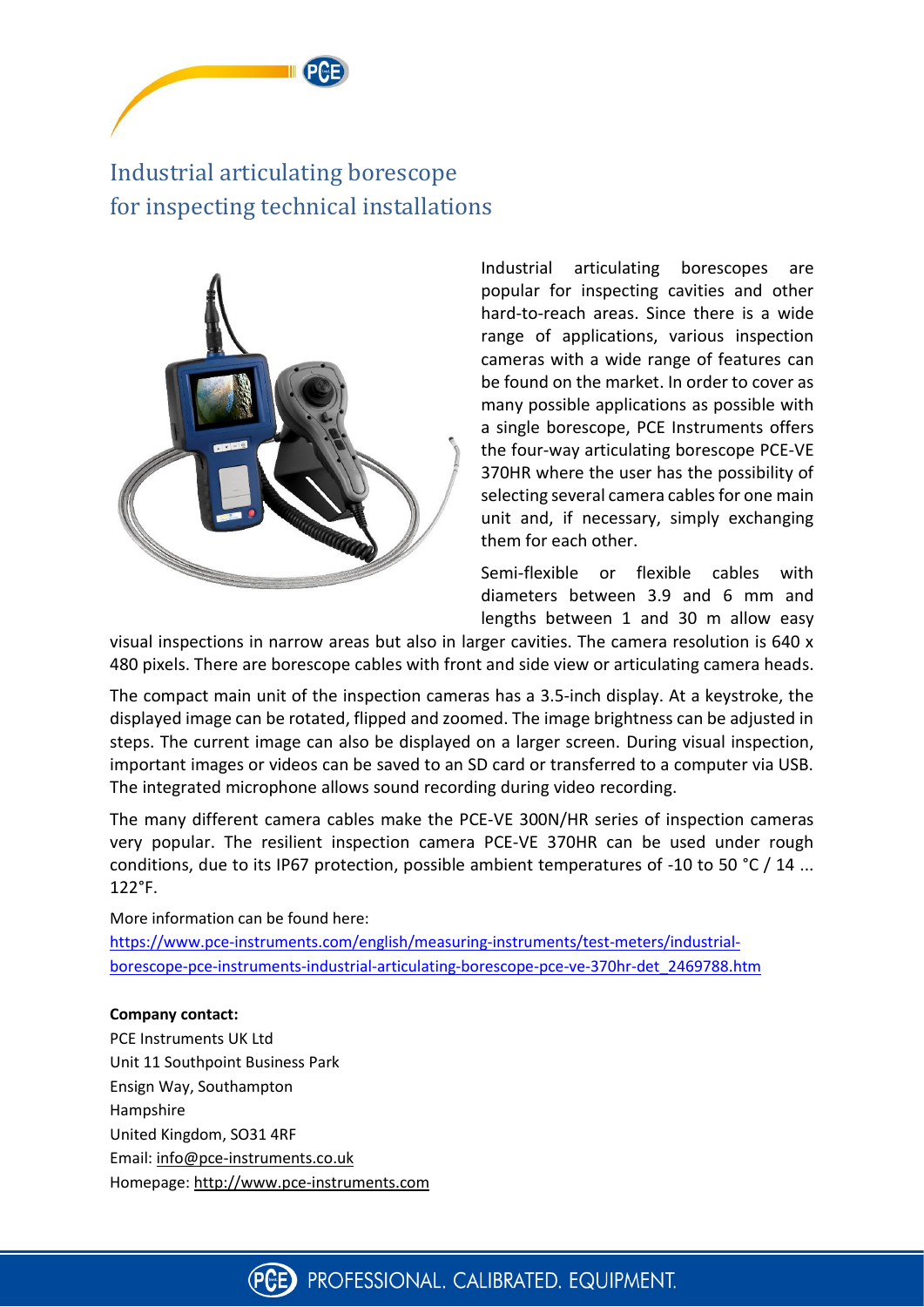# Industrial articulating borescope for inspecting technical installations

Industrial articulating borescopes are popular for inspecting cavities and other hard-to-reach areas. Since there is a wide range of applications, various inspection cameras with a wide range of features can be found on the market. In order to cover as many possible applications as possible with a single borescope, PCE Instruments offers the four-way articulating borescope PCE-VE 370HR where the user has the possibility of selecting several camera cables for one main unit and, if necessary, simply exchanging them for each other.

Semi-flexible or flexible cables with diameters between 3.9 and 6 mm and lengths between 1 and 30 m allow easy visual inspections in narrow areas but also in larger cavities. The camera resolution is 640 x 480 pixels. There are borescope cables with front and side view or articulating camera heads.

The compact main unit of the inspection cameras has a 3.5-inch display. At a keystroke, the displayed image can be rotated, flipped and zoomed. The image brightness can be adjusted in steps. The current image can also be displayed on a larger screen. During visual inspection, important images or videos can be saved to an SD card or transferred to a computer via USB. The integrated microphone allows sound recording during video recording.

The many different camera cables make the PCE-VE 300N/HR series of inspection cameras very popular. The resilient inspection camera PCE-VE 370HR can be used under rough conditions, due to its IP67 protection, possible ambient temperatures of -10 to 50 °C / 14 ... 122°F.

More information can be found here:
https://www.pce-instruments.com/english/measuring-instruments/test-meters/industrial-borescope-pce-instruments-industrial-articulating-borescope-pce-ve-370hr-det_2469788.htm

**Company contact:**
PCE Instruments UK Ltd
Unit 11 Southpoint Business Park
Ensign Way, Southampton
Hampshire
United Kingdom, SO31 4RF
Email: info@pce-instruments.co.uk
Homepage: http://www.pce-instruments.com

PROFESSIONAL. CALIBRATED. EQUIPMENT.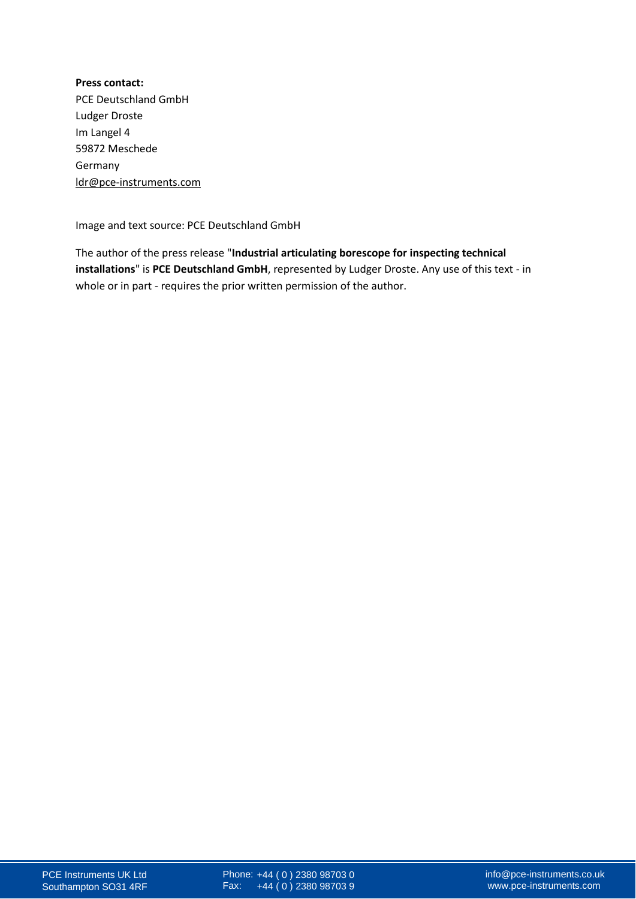**Press contact:**
PCE Deutschland GmbH
Ludger Droste
Im Langel 4
59872 Meschede
Germany
ldr@pce-instruments.com

Image and text source: PCE Deutschland GmbH

The author of the press release "**Industrial articulating borescope for inspecting technical installations**" is **PCE Deutschland GmbH**, represented by Ludger Droste. Any use of this text - in whole or in part - requires the prior written permission of the author.